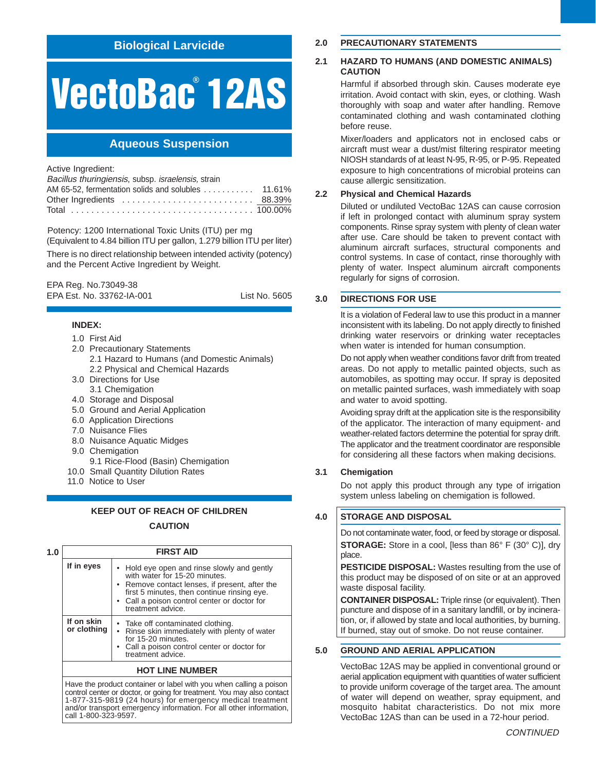## Biological Larvicide

# VectoBac® 12AS

## Aqueous Suspension

Active Ingredient:
*Bacillus thuringiensis*, subsp. *israelensis,* strain

| | |
|---|---|
| AM 65-52, fermentation solids and solubles | 11.61% |
| Other Ingredients | 88.39% |
| Total | 100.00% |

Potency: 1200 International Toxic Units (ITU) per mg
(Equivalent to 4.84 billion ITU per gallon, 1.279 billion ITU per liter)

There is no direct relationship between intended activity (potency) and the Percent Active Ingredient by Weight.

EPA Reg. No.73049-38
EPA Est. No. 33762-IA-001 List No. 5605

**INDEX:**

1.0 First Aid
2.0 Precautionary Statements
  2.1 Hazard to Humans (and Domestic Animals)
  2.2 Physical and Chemical Hazards
3.0 Directions for Use
  3.1 Chemigation
4.0 Storage and Disposal
5.0 Ground and Aerial Application
6.0 Application Directions
7.0 Nuisance Flies
8.0 Nuisance Aquatic Midges
9.0 Chemigation
  9.1 Rice-Flood (Basin) Chemigation
10.0 Small Quantity Dilution Rates
11.0 Notice to User

**KEEP OUT OF REACH OF CHILDREN**

**CAUTION**

### 1.0 FIRST AID

| FIRST AID | |
|---|---|
| **If in eyes** | • Hold eye open and rinse slowly and gently with water for 15-20 minutes.<br>• Remove contact lenses, if present, after the first 5 minutes, then continue rinsing eye.<br>• Call a poison control center or doctor for treatment advice. |
| **If on skin or clothing** | • Take off contaminated clothing.<br>• Rinse skin immediately with plenty of water for 15-20 minutes.<br>• Call a poison control center or doctor for treatment advice. |

**HOT LINE NUMBER**

Have the product container or label with you when calling a poison control center or doctor, or going for treatment. You may also contact 1-877-315-9819 (24 hours) for emergency medical treatment and/or transport emergency information. For all other information, call 1-800-323-9597.

## 2.0 PRECAUTIONARY STATEMENTS

### 2.1 HAZARD TO HUMANS (AND DOMESTIC ANIMALS) CAUTION

Harmful if absorbed through skin. Causes moderate eye irritation. Avoid contact with skin, eyes, or clothing. Wash thoroughly with soap and water after handling. Remove contaminated clothing and wash contaminated clothing before reuse.

Mixer/loaders and applicators not in enclosed cabs or aircraft must wear a dust/mist filtering respirator meeting NIOSH standards of at least N-95, R-95, or P-95. Repeated exposure to high concentrations of microbial proteins can cause allergic sensitization.

### 2.2 Physical and Chemical Hazards

Diluted or undiluted VectoBac 12AS can cause corrosion if left in prolonged contact with aluminum spray system components. Rinse spray system with plenty of clean water after use. Care should be taken to prevent contact with aluminum aircraft surfaces, structural components and control systems. In case of contact, rinse thoroughly with plenty of water. Inspect aluminum aircraft components regularly for signs of corrosion.

## 3.0 DIRECTIONS FOR USE

It is a violation of Federal law to use this product in a manner inconsistent with its labeling. Do not apply directly to finished drinking water reservoirs or drinking water receptacles when water is intended for human consumption.

Do not apply when weather conditions favor drift from treated areas. Do not apply to metallic painted objects, such as automobiles, as spotting may occur. If spray is deposited on metallic painted surfaces, wash immediately with soap and water to avoid spotting.

Avoiding spray drift at the application site is the responsibility of the applicator. The interaction of many equipment- and weather-related factors determine the potential for spray drift. The applicator and the treatment coordinator are responsible for considering all these factors when making decisions.

### 3.1 Chemigation

Do not apply this product through any type of irrigation system unless labeling on chemigation is followed.

## 4.0 STORAGE AND DISPOSAL

Do not contaminate water, food, or feed by storage or disposal.

**STORAGE:** Store in a cool, [less than 86° F (30° C)], dry place.

**PESTICIDE DISPOSAL:** Wastes resulting from the use of this product may be disposed of on site or at an approved waste disposal facility.

**CONTAINER DISPOSAL:** Triple rinse (or equivalent). Then puncture and dispose of in a sanitary landfill, or by incineration, or, if allowed by state and local authorities, by burning. If burned, stay out of smoke. Do not reuse container.

## 5.0 GROUND AND AERIAL APPLICATION

VectoBac 12AS may be applied in conventional ground or aerial application equipment with quantities of water sufficient to provide uniform coverage of the target area. The amount of water will depend on weather, spray equipment, and mosquito habitat characteristics. Do not mix more VectoBac 12AS than can be used in a 72-hour period.

*CONTINUED*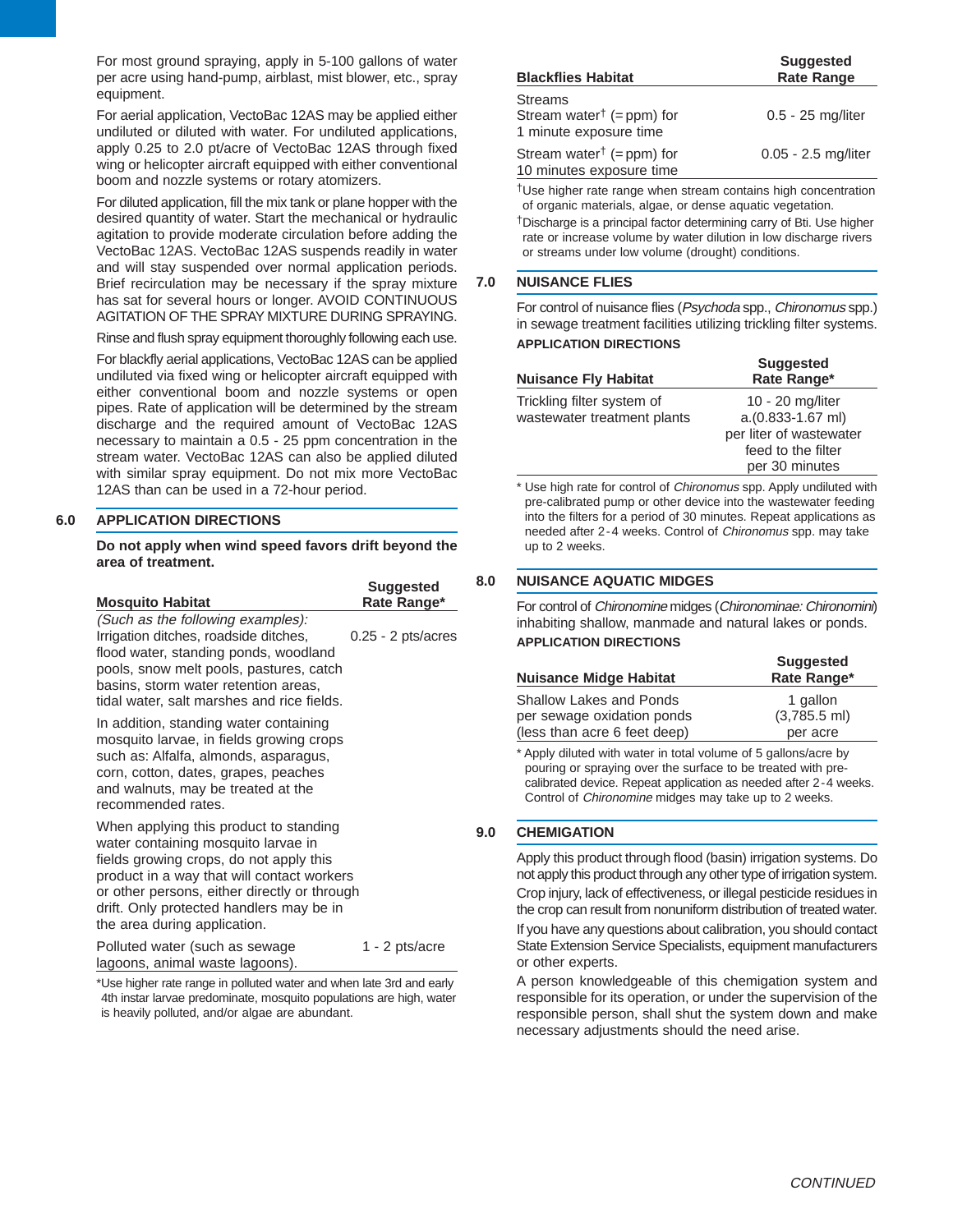For most ground spraying, apply in 5-100 gallons of water per acre using hand-pump, airblast, mist blower, etc., spray equipment.

For aerial application, VectoBac 12AS may be applied either undiluted or diluted with water. For undiluted applications, apply 0.25 to 2.0 pt/acre of VectoBac 12AS through fixed wing or helicopter aircraft equipped with either conventional boom and nozzle systems or rotary atomizers.

For diluted application, fill the mix tank or plane hopper with the desired quantity of water. Start the mechanical or hydraulic agitation to provide moderate circulation before adding the VectoBac 12AS. VectoBac 12AS suspends readily in water and will stay suspended over normal application periods. Brief recirculation may be necessary if the spray mixture has sat for several hours or longer. AVOID CONTINUOUS AGITATION OF THE SPRAY MIXTURE DURING SPRAYING.

Rinse and flush spray equipment thoroughly following each use.

For blackfly aerial applications, VectoBac 12AS can be applied undiluted via fixed wing or helicopter aircraft equipped with either conventional boom and nozzle systems or open pipes. Rate of application will be determined by the stream discharge and the required amount of VectoBac 12AS necessary to maintain a 0.5 - 25 ppm concentration in the stream water. VectoBac 12AS can also be applied diluted with similar spray equipment. Do not mix more VectoBac 12AS than can be used in a 72-hour period.

## 6.0 APPLICATION DIRECTIONS

**Do not apply when wind speed favors drift beyond the area of treatment.**

| **Mosquito Habitat** | **Suggested Rate Range*** |
|---|---|
| *(Such as the following examples):* Irrigation ditches, roadside ditches, flood water, standing ponds, woodland pools, snow melt pools, pastures, catch basins, storm water retention areas, tidal water, salt marshes and rice fields. | 0.25 - 2 pts/acres |
| In addition, standing water containing mosquito larvae, in fields growing crops such as: Alfalfa, almonds, asparagus, corn, cotton, dates, grapes, peaches and walnuts, may be treated at the recommended rates. | |
| When applying this product to standing water containing mosquito larvae in fields growing crops, do not apply this product in a way that will contact workers or other persons, either directly or through drift. Only protected handlers may be in the area during application. | |
| Polluted water (such as sewage lagoons, animal waste lagoons). | 1 - 2 pts/acre |

*Use higher rate range in polluted water and when late 3rd and early 4th instar larvae predominate, mosquito populations are high, water is heavily polluted, and/or algae are abundant.

| **Blackflies Habitat** | **Suggested Rate Range** |
|---|---|
| Streams<br>Stream water† (= ppm) for 1 minute exposure time | 0.5 - 25 mg/liter |
| Stream water† (= ppm) for 10 minutes exposure time | 0.05 - 2.5 mg/liter |

†Use higher rate range when stream contains high concentration of organic materials, algae, or dense aquatic vegetation.

†Discharge is a principal factor determining carry of Bti. Use higher rate or increase volume by water dilution in low discharge rivers or streams under low volume (drought) conditions.

## 7.0 NUISANCE FLIES

For control of nuisance flies (*Psychoda* spp., *Chironomus* spp.) in sewage treatment facilities utilizing trickling filter systems.

**APPLICATION DIRECTIONS**

| **Nuisance Fly Habitat** | **Suggested Rate Range*** |
|---|---|
| Trickling filter system of wastewater treatment plants | 10 - 20 mg/liter a.(0.833-1.67 ml) per liter of wastewater feed to the filter per 30 minutes |

\* Use high rate for control of *Chironomus* spp. Apply undiluted with pre-calibrated pump or other device into the wastewater feeding into the filters for a period of 30 minutes. Repeat applications as needed after 2-4 weeks. Control of *Chironomus* spp. may take up to 2 weeks.

## 8.0 NUISANCE AQUATIC MIDGES

For control of *Chironomine* midges (*Chironominae: Chironomini*) inhabiting shallow, manmade and natural lakes or ponds.

**APPLICATION DIRECTIONS**

| **Nuisance Midge Habitat** | **Suggested Rate Range*** |
|---|---|
| Shallow Lakes and Ponds per sewage oxidation ponds (less than acre 6 feet deep) | 1 gallon (3,785.5 ml) per acre |

\* Apply diluted with water in total volume of 5 gallons/acre by pouring or spraying over the surface to be treated with pre-calibrated device. Repeat application as needed after 2-4 weeks. Control of *Chironomine* midges may take up to 2 weeks.

## 9.0 CHEMIGATION

Apply this product through flood (basin) irrigation systems. Do not apply this product through any other type of irrigation system.

Crop injury, lack of effectiveness, or illegal pesticide residues in the crop can result from nonuniform distribution of treated water.

If you have any questions about calibration, you should contact State Extension Service Specialists, equipment manufacturers or other experts.

A person knowledgeable of this chemigation system and responsible for its operation, or under the supervision of the responsible person, shall shut the system down and make necessary adjustments should the need arise.

*CONTINUED*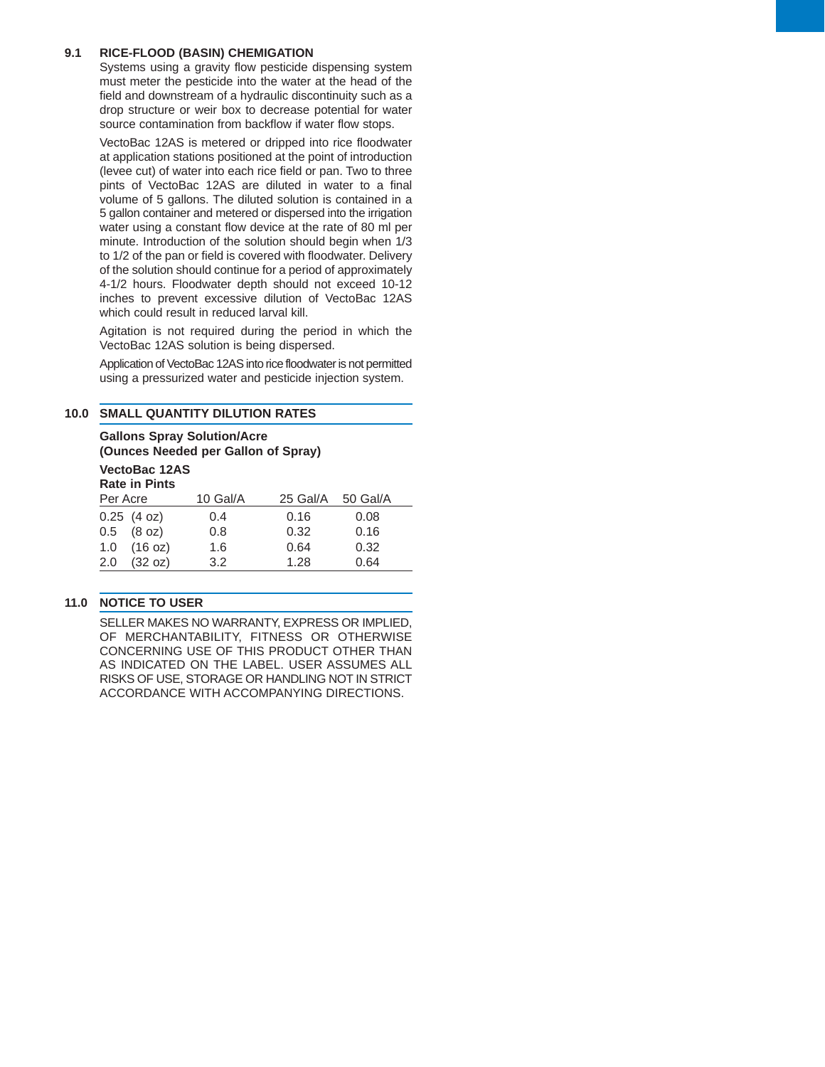## 9.1 RICE-FLOOD (BASIN) CHEMIGATION

Systems using a gravity flow pesticide dispensing system must meter the pesticide into the water at the head of the field and downstream of a hydraulic discontinuity such as a drop structure or weir box to decrease potential for water source contamination from backflow if water flow stops.

VectoBac 12AS is metered or dripped into rice floodwater at application stations positioned at the point of introduction (levee cut) of water into each rice field or pan. Two to three pints of VectoBac 12AS are diluted in water to a final volume of 5 gallons. The diluted solution is contained in a 5 gallon container and metered or dispersed into the irrigation water using a constant flow device at the rate of 80 ml per minute. Introduction of the solution should begin when 1/3 to 1/2 of the pan or field is covered with floodwater. Delivery of the solution should continue for a period of approximately 4-1/2 hours. Floodwater depth should not exceed 10-12 inches to prevent excessive dilution of VectoBac 12AS which could result in reduced larval kill.

Agitation is not required during the period in which the VectoBac 12AS solution is being dispersed.

Application of VectoBac 12AS into rice floodwater is not permitted using a pressurized water and pesticide injection system.

## 10.0 SMALL QUANTITY DILUTION RATES

**Gallons Spray Solution/Acre**
**(Ounces Needed per Gallon of Spray)**

| **VectoBac 12AS Rate in Pints** Per Acre | 10 Gal/A | 25 Gal/A | 50 Gal/A |
|---|---|---|---|
| 0.25 (4 oz) | 0.4 | 0.16 | 0.08 |
| 0.5 (8 oz) | 0.8 | 0.32 | 0.16 |
| 1.0 (16 oz) | 1.6 | 0.64 | 0.32 |
| 2.0 (32 oz) | 3.2 | 1.28 | 0.64 |

## 11.0 NOTICE TO USER

SELLER MAKES NO WARRANTY, EXPRESS OR IMPLIED, OF MERCHANTABILITY, FITNESS OR OTHERWISE CONCERNING USE OF THIS PRODUCT OTHER THAN AS INDICATED ON THE LABEL. USER ASSUMES ALL RISKS OF USE, STORAGE OR HANDLING NOT IN STRICT ACCORDANCE WITH ACCOMPANYING DIRECTIONS.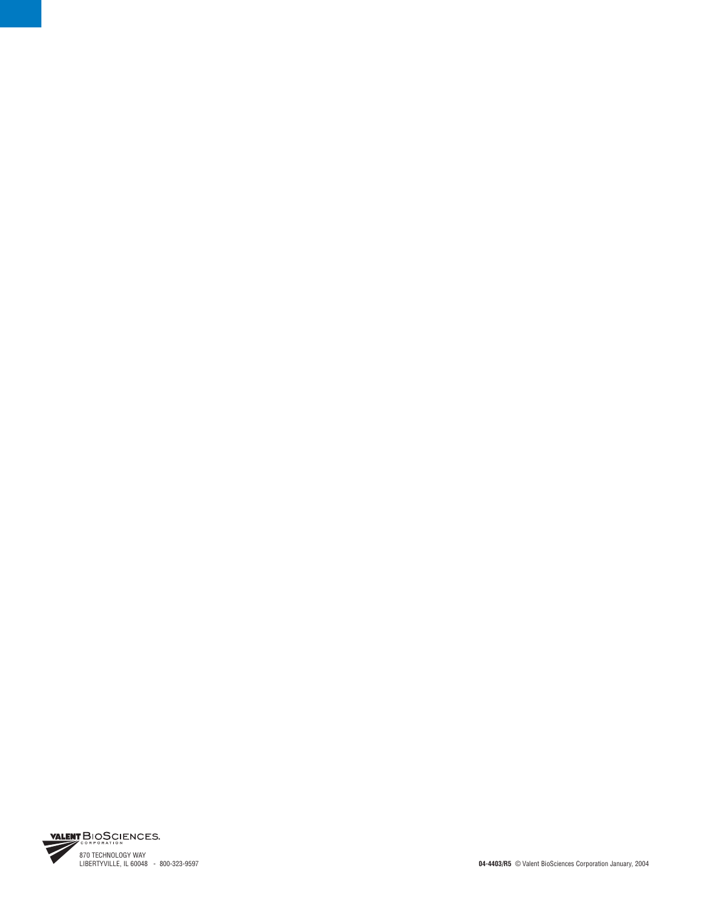VALENT BIOSCIENCES.
CORPORATION
870 TECHNOLOGY WAY
LIBERTYVILLE, IL 60048 - 800-323-9597

**04-4403/R5** © Valent BioSciences Corporation January, 2004